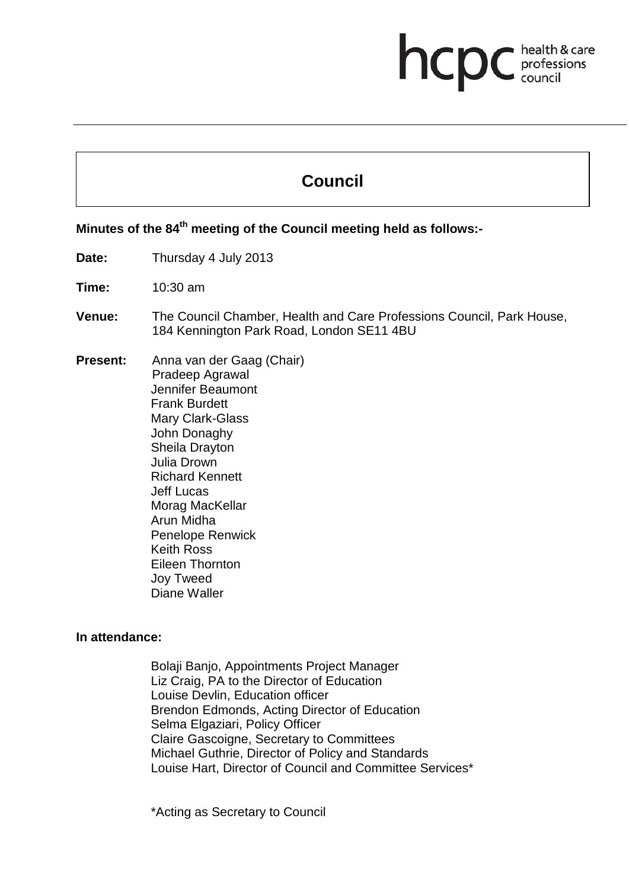hcpc health & care professions council

# Council

**Minutes of the 84th meeting of the Council meeting held as follows:-**

**Date:** Thursday 4 July 2013

**Time:** 10:30 am

**Venue:** The Council Chamber, Health and Care Professions Council, Park House, 184 Kennington Park Road, London SE11 4BU

**Present:** Anna van der Gaag (Chair)
Pradeep Agrawal
Jennifer Beaumont
Frank Burdett
Mary Clark-Glass
John Donaghy
Sheila Drayton
Julia Drown
Richard Kennett
Jeff Lucas
Morag MacKellar
Arun Midha
Penelope Renwick
Keith Ross
Eileen Thornton
Joy Tweed
Diane Waller

**In attendance:**

Bolaji Banjo, Appointments Project Manager
Liz Craig, PA to the Director of Education
Louise Devlin, Education officer
Brendon Edmonds, Acting Director of Education
Selma Elgaziari, Policy Officer
Claire Gascoigne, Secretary to Committees
Michael Guthrie, Director of Policy and Standards
Louise Hart, Director of Council and Committee Services*

*Acting as Secretary to Council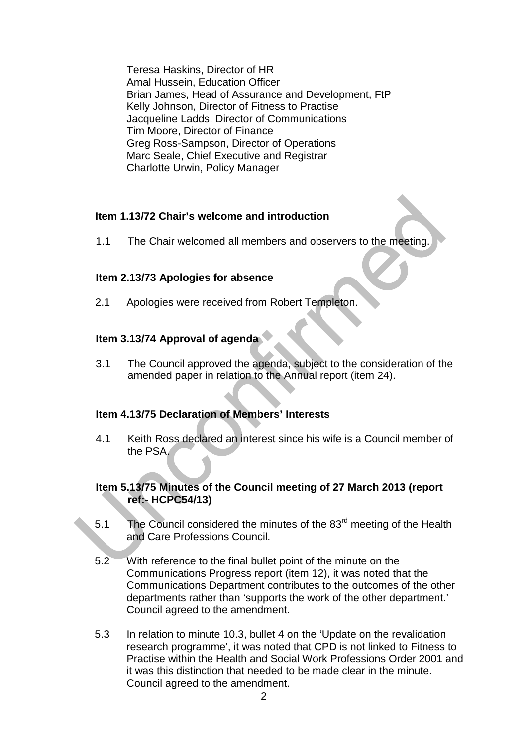Teresa Haskins, Director of HR
Amal Hussein, Education Officer
Brian James, Head of Assurance and Development, FtP
Kelly Johnson, Director of Fitness to Practise
Jacqueline Ladds, Director of Communications
Tim Moore, Director of Finance
Greg Ross-Sampson, Director of Operations
Marc Seale, Chief Executive and Registrar
Charlotte Urwin, Policy Manager

**Item 1.13/72 Chair's welcome and introduction**

1.1 The Chair welcomed all members and observers to the meeting.

**Item 2.13/73 Apologies for absence**

2.1 Apologies were received from Robert Templeton.

**Item 3.13/74 Approval of agenda**

3.1 The Council approved the agenda, subject to the consideration of the amended paper in relation to the Annual report (item 24).

**Item 4.13/75 Declaration of Members' Interests**

4.1 Keith Ross declared an interest since his wife is a Council member of the PSA.

**Item 5.13/75 Minutes of the Council meeting of 27 March 2013 (report ref:- HCPC54/13)**

5.1 The Council considered the minutes of the 83rd meeting of the Health and Care Professions Council.

5.2 With reference to the final bullet point of the minute on the Communications Progress report (item 12), it was noted that the Communications Department contributes to the outcomes of the other departments rather than 'supports the work of the other department.' Council agreed to the amendment.

5.3 In relation to minute 10.3, bullet 4 on the 'Update on the revalidation research programme', it was noted that CPD is not linked to Fitness to Practise within the Health and Social Work Professions Order 2001 and it was this distinction that needed to be made clear in the minute. Council agreed to the amendment.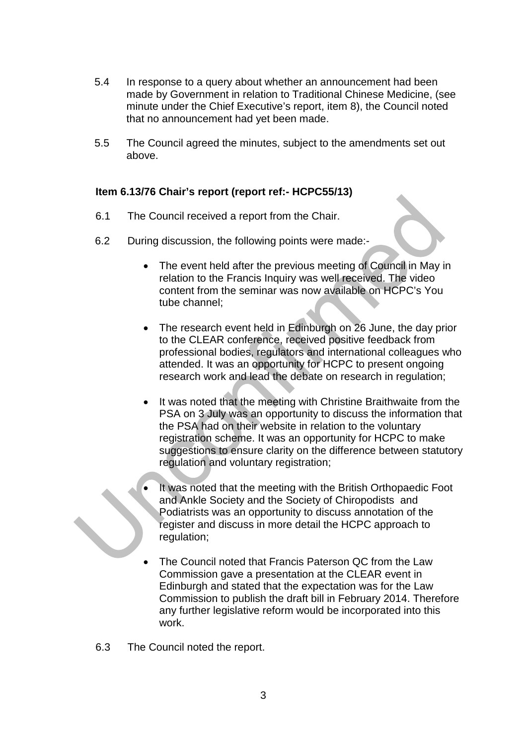5.4 In response to a query about whether an announcement had been made by Government in relation to Traditional Chinese Medicine, (see minute under the Chief Executive's report, item 8), the Council noted that no announcement had yet been made.

5.5 The Council agreed the minutes, subject to the amendments set out above.

**Item 6.13/76 Chair's report (report ref:- HCPC55/13)**

6.1 The Council received a report from the Chair.

6.2 During discussion, the following points were made:-

- The event held after the previous meeting of Council in May in relation to the Francis Inquiry was well received. The video content from the seminar was now available on HCPC's You tube channel;

- The research event held in Edinburgh on 26 June, the day prior to the CLEAR conference, received positive feedback from professional bodies, regulators and international colleagues who attended. It was an opportunity for HCPC to present ongoing research work and lead the debate on research in regulation;

- It was noted that the meeting with Christine Braithwaite from the PSA on 3 July was an opportunity to discuss the information that the PSA had on their website in relation to the voluntary registration scheme. It was an opportunity for HCPC to make suggestions to ensure clarity on the difference between statutory regulation and voluntary registration;

- It was noted that the meeting with the British Orthopaedic Foot and Ankle Society and the Society of Chiropodists and Podiatrists was an opportunity to discuss annotation of the register and discuss in more detail the HCPC approach to regulation;

- The Council noted that Francis Paterson QC from the Law Commission gave a presentation at the CLEAR event in Edinburgh and stated that the expectation was for the Law Commission to publish the draft bill in February 2014. Therefore any further legislative reform would be incorporated into this work.

6.3 The Council noted the report.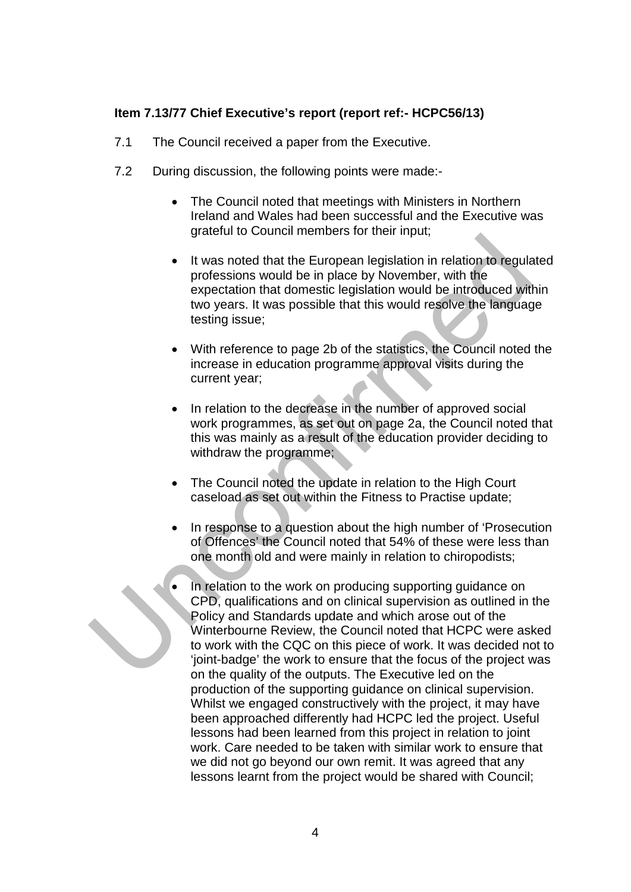**Item 7.13/77 Chief Executive's report (report ref:- HCPC56/13)**

7.1 The Council received a paper from the Executive.

7.2 During discussion, the following points were made:-

- The Council noted that meetings with Ministers in Northern Ireland and Wales had been successful and the Executive was grateful to Council members for their input;

- It was noted that the European legislation in relation to regulated professions would be in place by November, with the expectation that domestic legislation would be introduced within two years. It was possible that this would resolve the language testing issue;

- With reference to page 2b of the statistics, the Council noted the increase in education programme approval visits during the current year;

- In relation to the decrease in the number of approved social work programmes, as set out on page 2a, the Council noted that this was mainly as a result of the education provider deciding to withdraw the programme;

- The Council noted the update in relation to the High Court caseload as set out within the Fitness to Practise update;

- In response to a question about the high number of 'Prosecution of Offences' the Council noted that 54% of these were less than one month old and were mainly in relation to chiropodists;

- In relation to the work on producing supporting guidance on CPD, qualifications and on clinical supervision as outlined in the Policy and Standards update and which arose out of the Winterbourne Review, the Council noted that HCPC were asked to work with the CQC on this piece of work. It was decided not to 'joint-badge' the work to ensure that the focus of the project was on the quality of the outputs. The Executive led on the production of the supporting guidance on clinical supervision. Whilst we engaged constructively with the project, it may have been approached differently had HCPC led the project. Useful lessons had been learned from this project in relation to joint work. Care needed to be taken with similar work to ensure that we did not go beyond our own remit. It was agreed that any lessons learnt from the project would be shared with Council;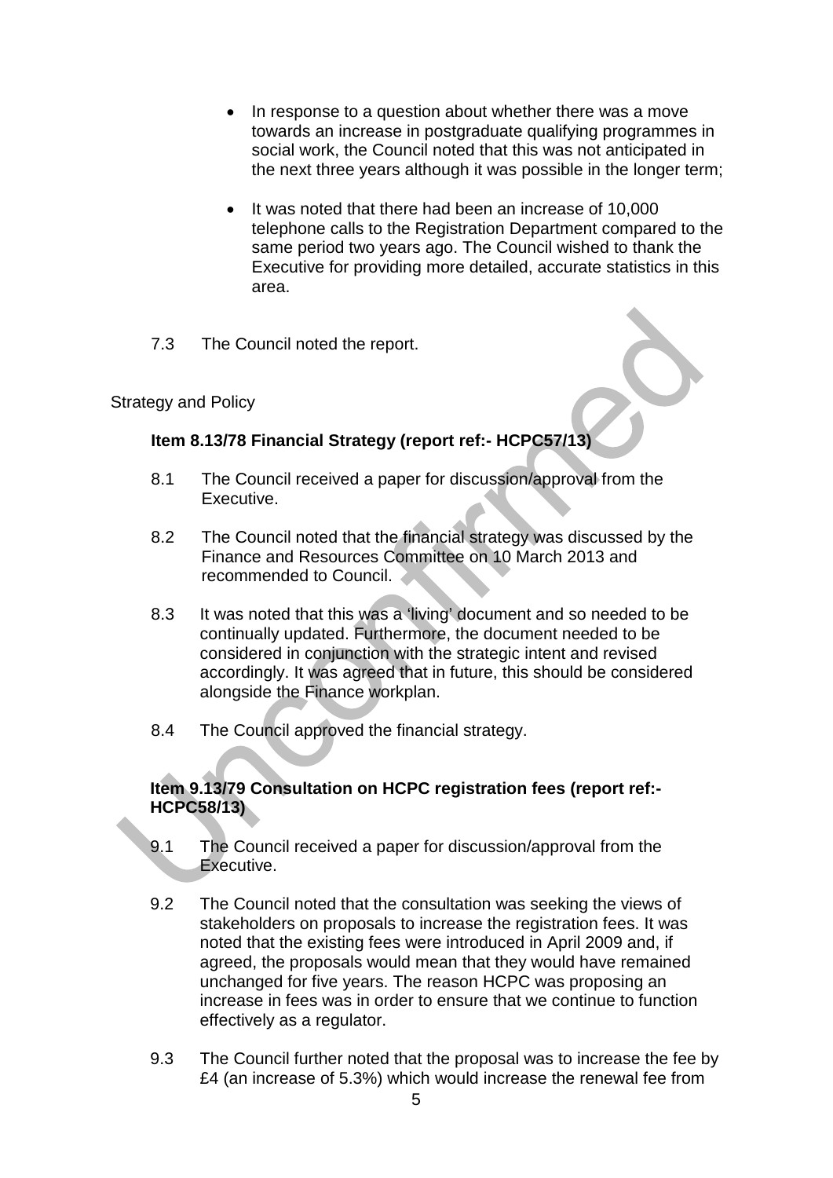- In response to a question about whether there was a move towards an increase in postgraduate qualifying programmes in social work, the Council noted that this was not anticipated in the next three years although it was possible in the longer term;

- It was noted that there had been an increase of 10,000 telephone calls to the Registration Department compared to the same period two years ago. The Council wished to thank the Executive for providing more detailed, accurate statistics in this area.

7.3 The Council noted the report.

Strategy and Policy

**Item 8.13/78 Financial Strategy (report ref:- HCPC57/13)**

8.1 The Council received a paper for discussion/approval from the Executive.

8.2 The Council noted that the financial strategy was discussed by the Finance and Resources Committee on 10 March 2013 and recommended to Council.

8.3 It was noted that this was a 'living' document and so needed to be continually updated. Furthermore, the document needed to be considered in conjunction with the strategic intent and revised accordingly. It was agreed that in future, this should be considered alongside the Finance workplan.

8.4 The Council approved the financial strategy.

**Item 9.13/79 Consultation on HCPC registration fees (report ref:- HCPC58/13)**

9.1 The Council received a paper for discussion/approval from the Executive.

9.2 The Council noted that the consultation was seeking the views of stakeholders on proposals to increase the registration fees. It was noted that the existing fees were introduced in April 2009 and, if agreed, the proposals would mean that they would have remained unchanged for five years. The reason HCPC was proposing an increase in fees was in order to ensure that we continue to function effectively as a regulator.

9.3 The Council further noted that the proposal was to increase the fee by £4 (an increase of 5.3%) which would increase the renewal fee from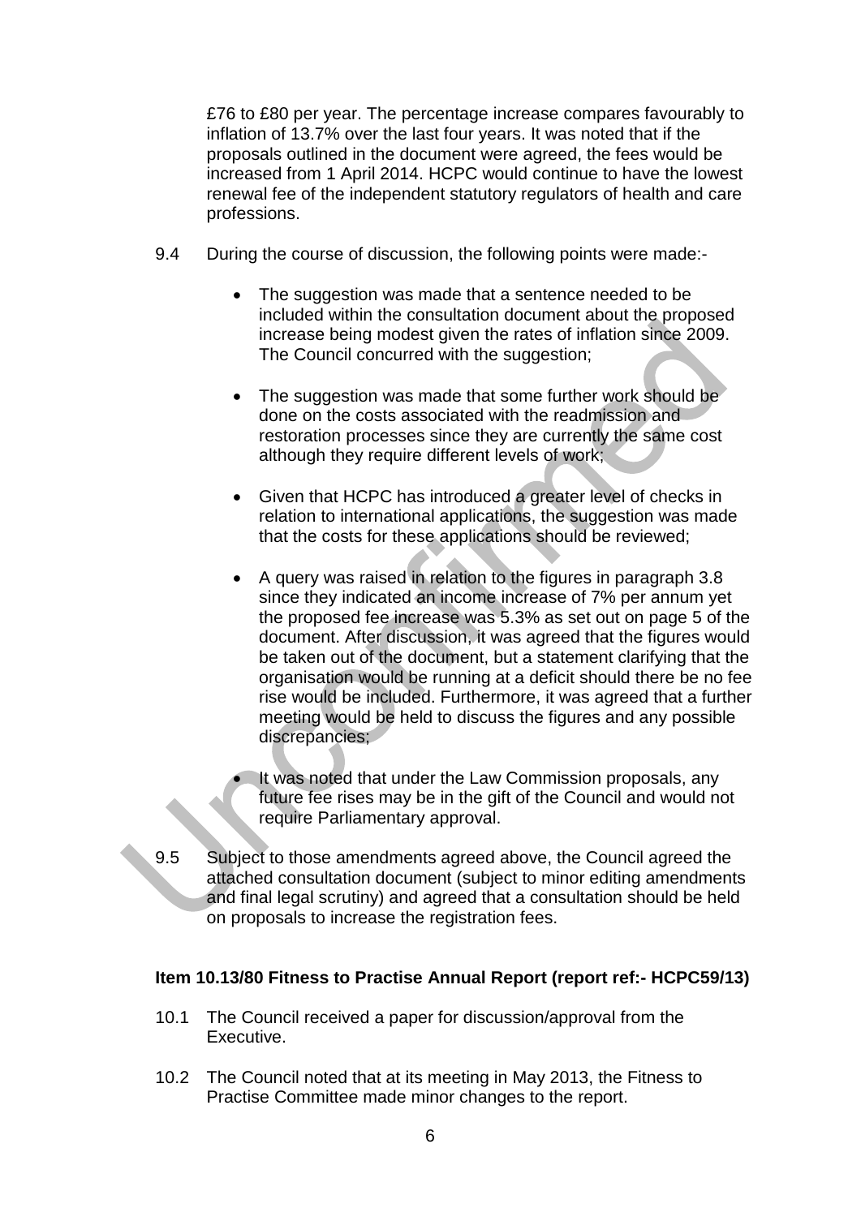£76 to £80 per year. The percentage increase compares favourably to inflation of 13.7% over the last four years. It was noted that if the proposals outlined in the document were agreed, the fees would be increased from 1 April 2014. HCPC would continue to have the lowest renewal fee of the independent statutory regulators of health and care professions.

9.4 During the course of discussion, the following points were made:-

- The suggestion was made that a sentence needed to be included within the consultation document about the proposed increase being modest given the rates of inflation since 2009. The Council concurred with the suggestion;
- The suggestion was made that some further work should be done on the costs associated with the readmission and restoration processes since they are currently the same cost although they require different levels of work;
- Given that HCPC has introduced a greater level of checks in relation to international applications, the suggestion was made that the costs for these applications should be reviewed;
- A query was raised in relation to the figures in paragraph 3.8 since they indicated an income increase of 7% per annum yet the proposed fee increase was 5.3% as set out on page 5 of the document. After discussion, it was agreed that the figures would be taken out of the document, but a statement clarifying that the organisation would be running at a deficit should there be no fee rise would be included. Furthermore, it was agreed that a further meeting would be held to discuss the figures and any possible discrepancies;
- It was noted that under the Law Commission proposals, any future fee rises may be in the gift of the Council and would not require Parliamentary approval.

9.5 Subject to those amendments agreed above, the Council agreed the attached consultation document (subject to minor editing amendments and final legal scrutiny) and agreed that a consultation should be held on proposals to increase the registration fees.

**Item 10.13/80 Fitness to Practise Annual Report (report ref:- HCPC59/13)**

10.1 The Council received a paper for discussion/approval from the Executive.

10.2 The Council noted that at its meeting in May 2013, the Fitness to Practise Committee made minor changes to the report.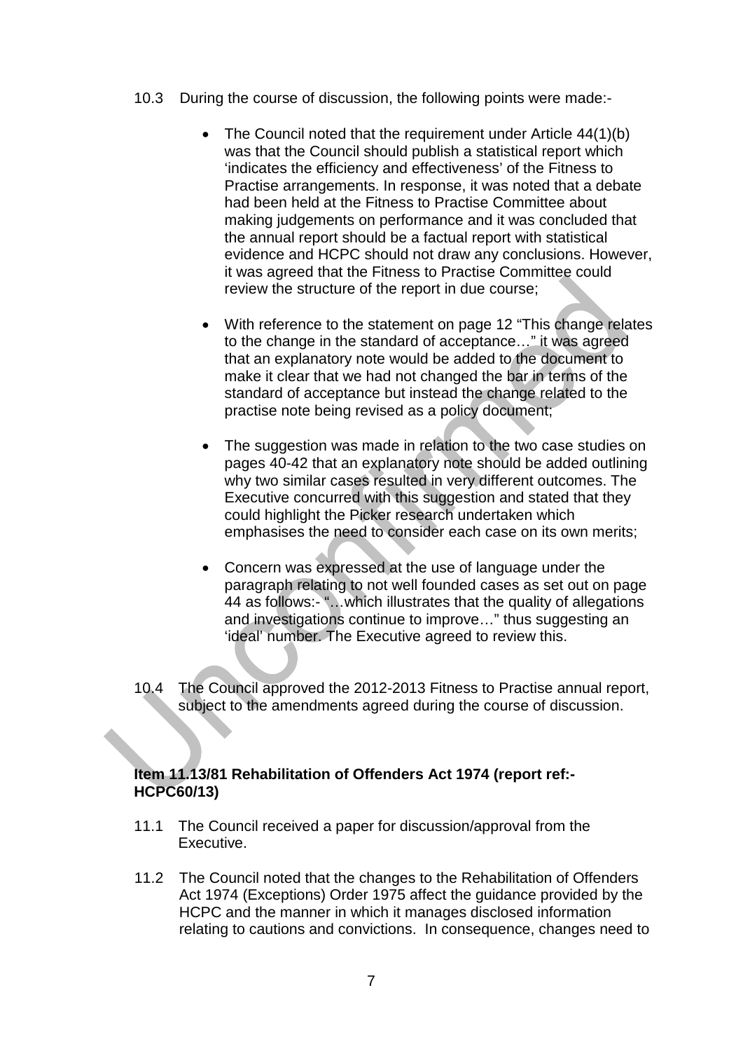10.3 During the course of discussion, the following points were made:-

- The Council noted that the requirement under Article 44(1)(b) was that the Council should publish a statistical report which 'indicates the efficiency and effectiveness' of the Fitness to Practise arrangements. In response, it was noted that a debate had been held at the Fitness to Practise Committee about making judgements on performance and it was concluded that the annual report should be a factual report with statistical evidence and HCPC should not draw any conclusions. However, it was agreed that the Fitness to Practise Committee could review the structure of the report in due course;

- With reference to the statement on page 12 "This change relates to the change in the standard of acceptance…" it was agreed that an explanatory note would be added to the document to make it clear that we had not changed the bar in terms of the standard of acceptance but instead the change related to the practise note being revised as a policy document;

- The suggestion was made in relation to the two case studies on pages 40-42 that an explanatory note should be added outlining why two similar cases resulted in very different outcomes. The Executive concurred with this suggestion and stated that they could highlight the Picker research undertaken which emphasises the need to consider each case on its own merits;

- Concern was expressed at the use of language under the paragraph relating to not well founded cases as set out on page 44 as follows:- "…which illustrates that the quality of allegations and investigations continue to improve…" thus suggesting an 'ideal' number. The Executive agreed to review this.

10.4 The Council approved the 2012-2013 Fitness to Practise annual report, subject to the amendments agreed during the course of discussion.

**Item 11.13/81 Rehabilitation of Offenders Act 1974 (report ref:-HCPC60/13)**

11.1 The Council received a paper for discussion/approval from the Executive.

11.2 The Council noted that the changes to the Rehabilitation of Offenders Act 1974 (Exceptions) Order 1975 affect the guidance provided by the HCPC and the manner in which it manages disclosed information relating to cautions and convictions. In consequence, changes need to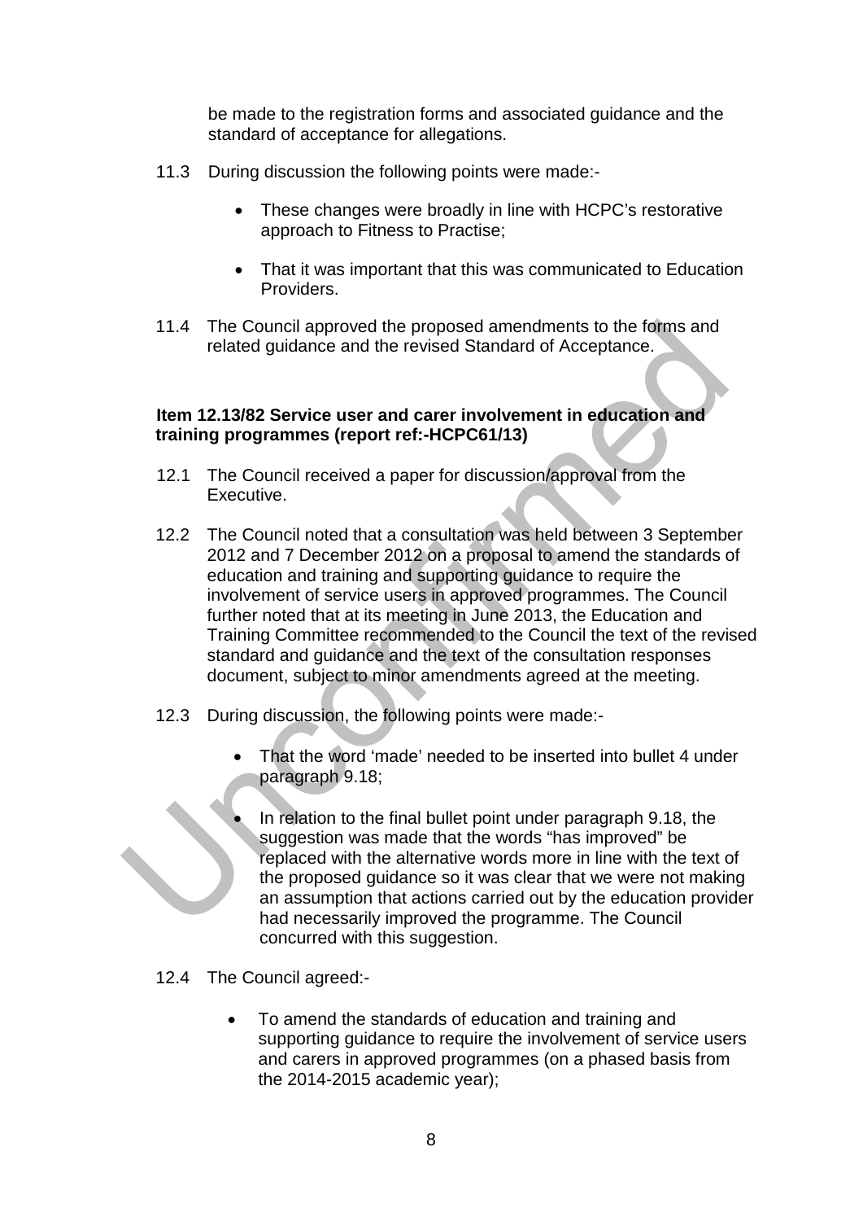be made to the registration forms and associated guidance and the standard of acceptance for allegations.

11.3 During discussion the following points were made:-

- These changes were broadly in line with HCPC's restorative approach to Fitness to Practise;
- That it was important that this was communicated to Education Providers.

11.4 The Council approved the proposed amendments to the forms and related guidance and the revised Standard of Acceptance.

**Item 12.13/82 Service user and carer involvement in education and training programmes (report ref:-HCPC61/13)**

12.1 The Council received a paper for discussion/approval from the Executive.

12.2 The Council noted that a consultation was held between 3 September 2012 and 7 December 2012 on a proposal to amend the standards of education and training and supporting guidance to require the involvement of service users in approved programmes. The Council further noted that at its meeting in June 2013, the Education and Training Committee recommended to the Council the text of the revised standard and guidance and the text of the consultation responses document, subject to minor amendments agreed at the meeting.

12.3 During discussion, the following points were made:-

- That the word 'made' needed to be inserted into bullet 4 under paragraph 9.18;
- In relation to the final bullet point under paragraph 9.18, the suggestion was made that the words "has improved" be replaced with the alternative words more in line with the text of the proposed guidance so it was clear that we were not making an assumption that actions carried out by the education provider had necessarily improved the programme. The Council concurred with this suggestion.

12.4 The Council agreed:-

- To amend the standards of education and training and supporting guidance to require the involvement of service users and carers in approved programmes (on a phased basis from the 2014-2015 academic year);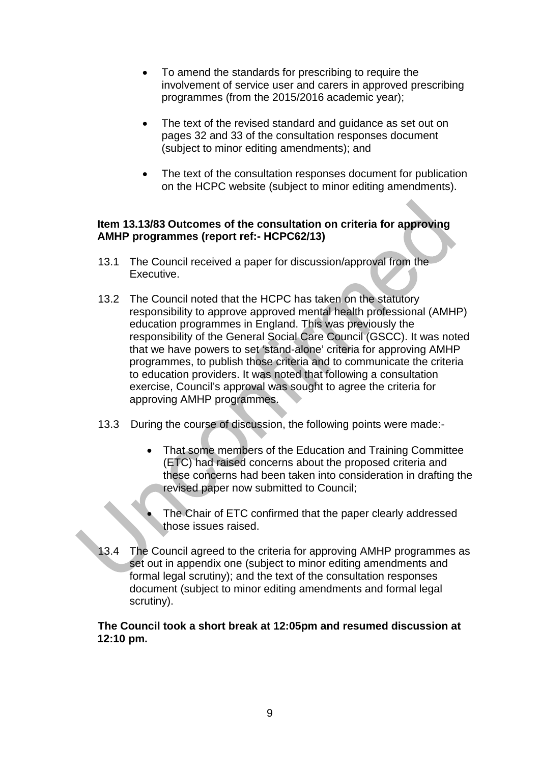- To amend the standards for prescribing to require the involvement of service user and carers in approved prescribing programmes (from the 2015/2016 academic year);

- The text of the revised standard and guidance as set out on pages 32 and 33 of the consultation responses document (subject to minor editing amendments); and

- The text of the consultation responses document for publication on the HCPC website (subject to minor editing amendments).

**Item 13.13/83 Outcomes of the consultation on criteria for approving AMHP programmes (report ref:- HCPC62/13)**

13.1 The Council received a paper for discussion/approval from the Executive.

13.2 The Council noted that the HCPC has taken on the statutory responsibility to approve approved mental health professional (AMHP) education programmes in England. This was previously the responsibility of the General Social Care Council (GSCC). It was noted that we have powers to set 'stand-alone' criteria for approving AMHP programmes, to publish those criteria and to communicate the criteria to education providers. It was noted that following a consultation exercise, Council's approval was sought to agree the criteria for approving AMHP programmes.

13.3 During the course of discussion, the following points were made:-

- That some members of the Education and Training Committee (ETC) had raised concerns about the proposed criteria and these concerns had been taken into consideration in drafting the revised paper now submitted to Council;

- The Chair of ETC confirmed that the paper clearly addressed those issues raised.

13.4 The Council agreed to the criteria for approving AMHP programmes as set out in appendix one (subject to minor editing amendments and formal legal scrutiny); and the text of the consultation responses document (subject to minor editing amendments and formal legal scrutiny).

**The Council took a short break at 12:05pm and resumed discussion at 12:10 pm.**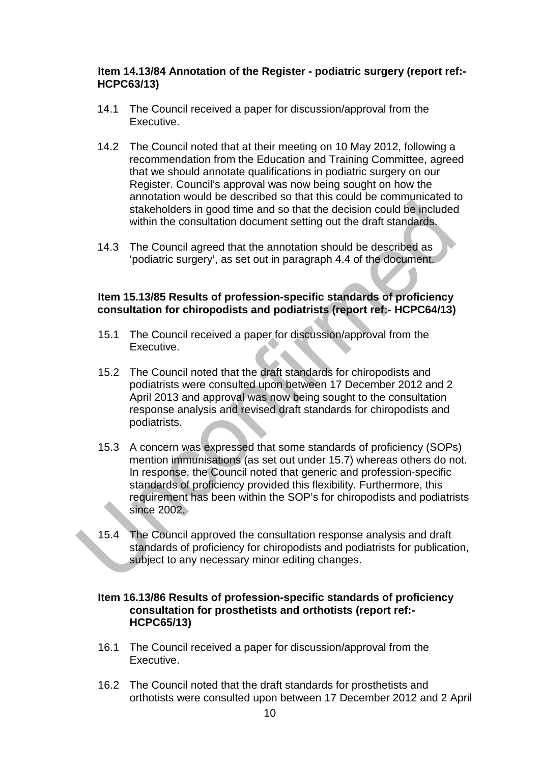**Item 14.13/84 Annotation of the Register - podiatric surgery (report ref:- HCPC63/13)**

14.1 The Council received a paper for discussion/approval from the Executive.

14.2 The Council noted that at their meeting on 10 May 2012, following a recommendation from the Education and Training Committee, agreed that we should annotate qualifications in podiatric surgery on our Register. Council's approval was now being sought on how the annotation would be described so that this could be communicated to stakeholders in good time and so that the decision could be included within the consultation document setting out the draft standards.

14.3 The Council agreed that the annotation should be described as 'podiatric surgery', as set out in paragraph 4.4 of the document.

**Item 15.13/85 Results of profession-specific standards of proficiency consultation for chiropodists and podiatrists (report ref:- HCPC64/13)**

15.1 The Council received a paper for discussion/approval from the Executive.

15.2 The Council noted that the draft standards for chiropodists and podiatrists were consulted upon between 17 December 2012 and 2 April 2013 and approval was now being sought to the consultation response analysis and revised draft standards for chiropodists and podiatrists.

15.3 A concern was expressed that some standards of proficiency (SOPs) mention immunisations (as set out under 15.7) whereas others do not. In response, the Council noted that generic and profession-specific standards of proficiency provided this flexibility. Furthermore, this requirement has been within the SOP's for chiropodists and podiatrists since 2002.

15.4 The Council approved the consultation response analysis and draft standards of proficiency for chiropodists and podiatrists for publication, subject to any necessary minor editing changes.

**Item 16.13/86 Results of profession-specific standards of proficiency consultation for prosthetists and orthotists (report ref:- HCPC65/13)**

16.1 The Council received a paper for discussion/approval from the Executive.

16.2 The Council noted that the draft standards for prosthetists and orthotists were consulted upon between 17 December 2012 and 2 April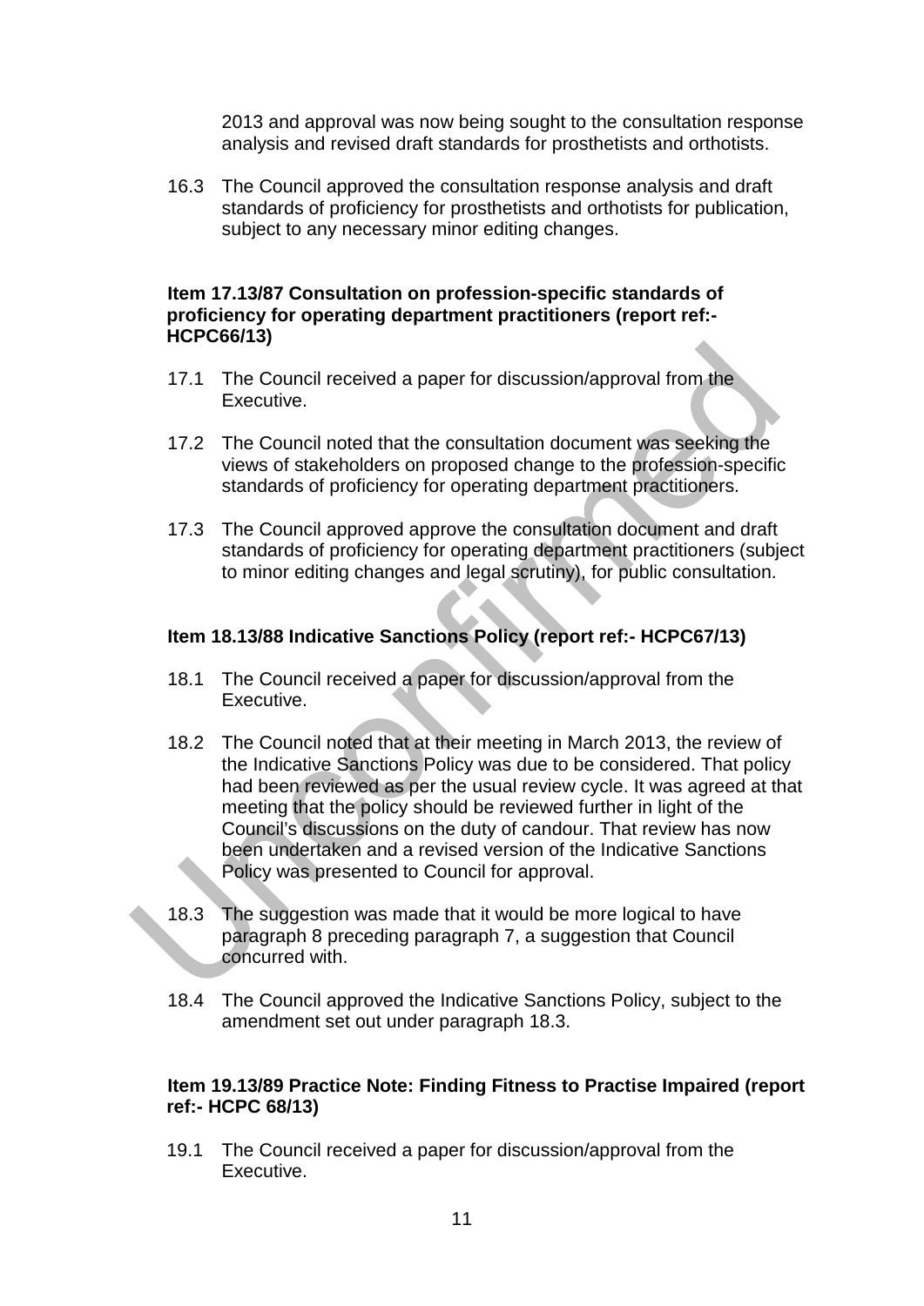2013 and approval was now being sought to the consultation response analysis and revised draft standards for prosthetists and orthotists.

16.3 The Council approved the consultation response analysis and draft standards of proficiency for prosthetists and orthotists for publication, subject to any necessary minor editing changes.

**Item 17.13/87 Consultation on profession-specific standards of proficiency for operating department practitioners (report ref:- HCPC66/13)**

17.1 The Council received a paper for discussion/approval from the Executive.

17.2 The Council noted that the consultation document was seeking the views of stakeholders on proposed change to the profession-specific standards of proficiency for operating department practitioners.

17.3 The Council approved approve the consultation document and draft standards of proficiency for operating department practitioners (subject to minor editing changes and legal scrutiny), for public consultation.

**Item 18.13/88 Indicative Sanctions Policy (report ref:- HCPC67/13)**

18.1 The Council received a paper for discussion/approval from the Executive.

18.2 The Council noted that at their meeting in March 2013, the review of the Indicative Sanctions Policy was due to be considered. That policy had been reviewed as per the usual review cycle. It was agreed at that meeting that the policy should be reviewed further in light of the Council's discussions on the duty of candour. That review has now been undertaken and a revised version of the Indicative Sanctions Policy was presented to Council for approval.

18.3 The suggestion was made that it would be more logical to have paragraph 8 preceding paragraph 7, a suggestion that Council concurred with.

18.4 The Council approved the Indicative Sanctions Policy, subject to the amendment set out under paragraph 18.3.

**Item 19.13/89 Practice Note: Finding Fitness to Practise Impaired (report ref:- HCPC 68/13)**

19.1 The Council received a paper for discussion/approval from the Executive.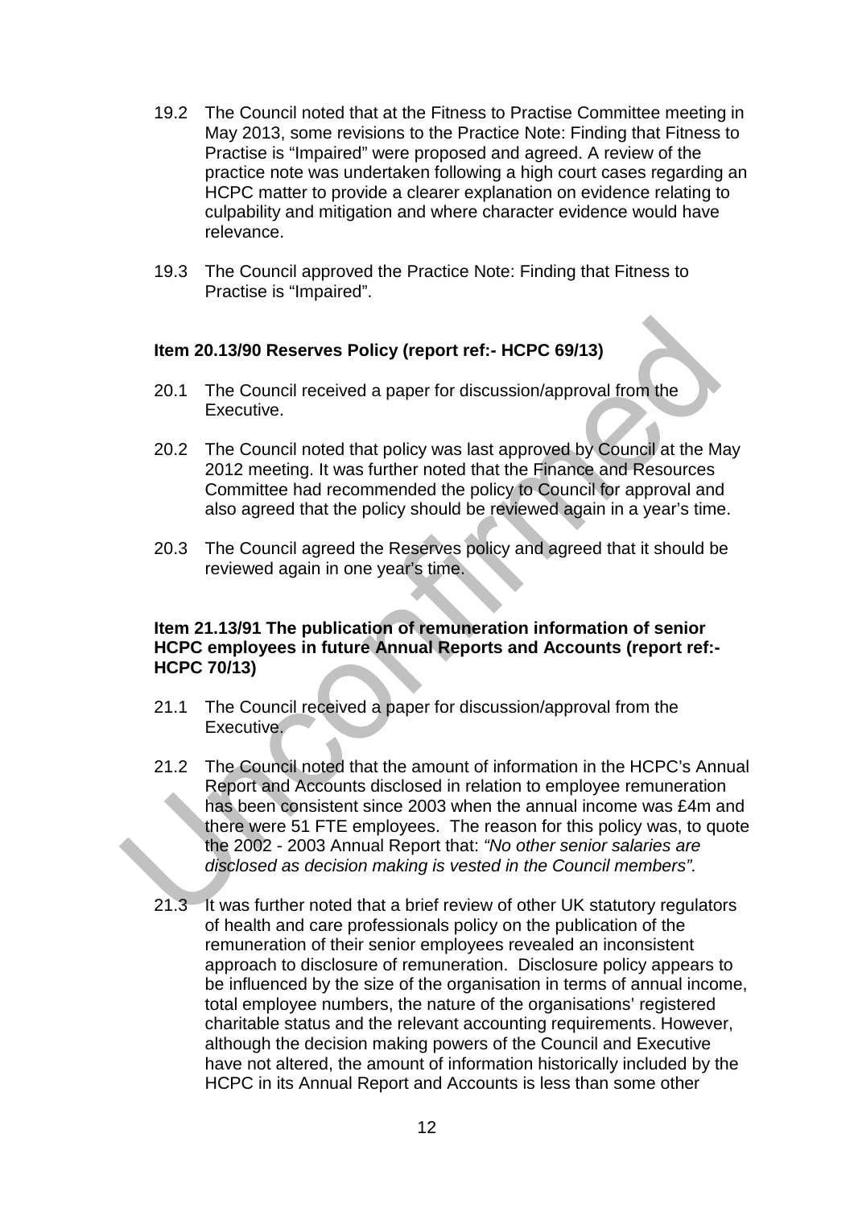19.2 The Council noted that at the Fitness to Practise Committee meeting in May 2013, some revisions to the Practice Note: Finding that Fitness to Practise is "Impaired" were proposed and agreed. A review of the practice note was undertaken following a high court cases regarding an HCPC matter to provide a clearer explanation on evidence relating to culpability and mitigation and where character evidence would have relevance.

19.3 The Council approved the Practice Note: Finding that Fitness to Practise is "Impaired".

**Item 20.13/90 Reserves Policy (report ref:- HCPC 69/13)**

20.1 The Council received a paper for discussion/approval from the Executive.

20.2 The Council noted that policy was last approved by Council at the May 2012 meeting. It was further noted that the Finance and Resources Committee had recommended the policy to Council for approval and also agreed that the policy should be reviewed again in a year's time.

20.3 The Council agreed the Reserves policy and agreed that it should be reviewed again in one year's time.

**Item 21.13/91 The publication of remuneration information of senior HCPC employees in future Annual Reports and Accounts (report ref:- HCPC 70/13)**

21.1 The Council received a paper for discussion/approval from the Executive.

21.2 The Council noted that the amount of information in the HCPC's Annual Report and Accounts disclosed in relation to employee remuneration has been consistent since 2003 when the annual income was £4m and there were 51 FTE employees. The reason for this policy was, to quote the 2002 - 2003 Annual Report that: *"No other senior salaries are disclosed as decision making is vested in the Council members".*

21.3 It was further noted that a brief review of other UK statutory regulators of health and care professionals policy on the publication of the remuneration of their senior employees revealed an inconsistent approach to disclosure of remuneration. Disclosure policy appears to be influenced by the size of the organisation in terms of annual income, total employee numbers, the nature of the organisations' registered charitable status and the relevant accounting requirements. However, although the decision making powers of the Council and Executive have not altered, the amount of information historically included by the HCPC in its Annual Report and Accounts is less than some other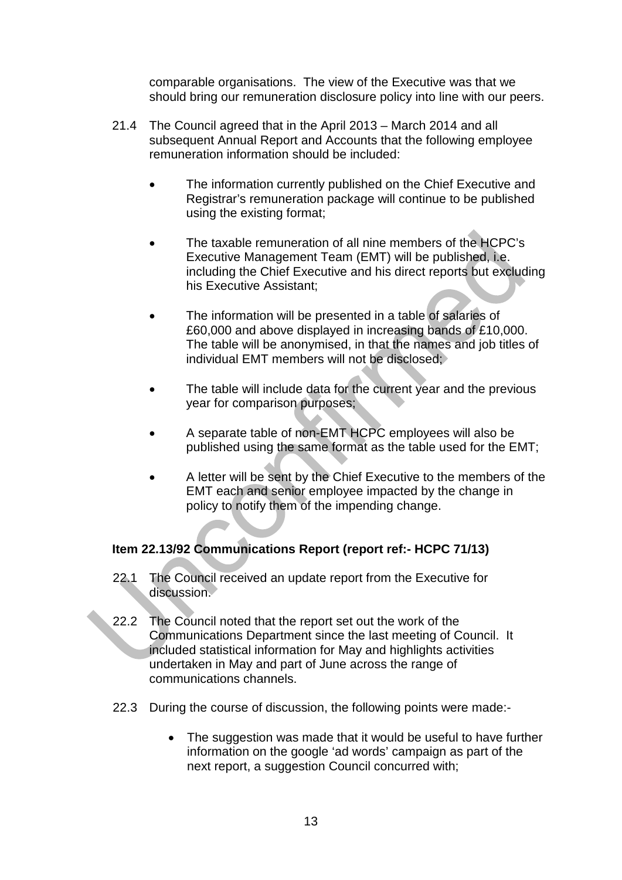comparable organisations. The view of the Executive was that we should bring our remuneration disclosure policy into line with our peers.

21.4 The Council agreed that in the April 2013 – March 2014 and all subsequent Annual Report and Accounts that the following employee remuneration information should be included:

- The information currently published on the Chief Executive and Registrar's remuneration package will continue to be published using the existing format;
- The taxable remuneration of all nine members of the HCPC's Executive Management Team (EMT) will be published, i.e. including the Chief Executive and his direct reports but excluding his Executive Assistant;
- The information will be presented in a table of salaries of £60,000 and above displayed in increasing bands of £10,000. The table will be anonymised, in that the names and job titles of individual EMT members will not be disclosed;
- The table will include data for the current year and the previous year for comparison purposes;
- A separate table of non-EMT HCPC employees will also be published using the same format as the table used for the EMT;
- A letter will be sent by the Chief Executive to the members of the EMT each and senior employee impacted by the change in policy to notify them of the impending change.

**Item 22.13/92 Communications Report (report ref:- HCPC 71/13)**

22.1 The Council received an update report from the Executive for discussion.

22.2 The Council noted that the report set out the work of the Communications Department since the last meeting of Council. It included statistical information for May and highlights activities undertaken in May and part of June across the range of communications channels.

22.3 During the course of discussion, the following points were made:-

- The suggestion was made that it would be useful to have further information on the google 'ad words' campaign as part of the next report, a suggestion Council concurred with;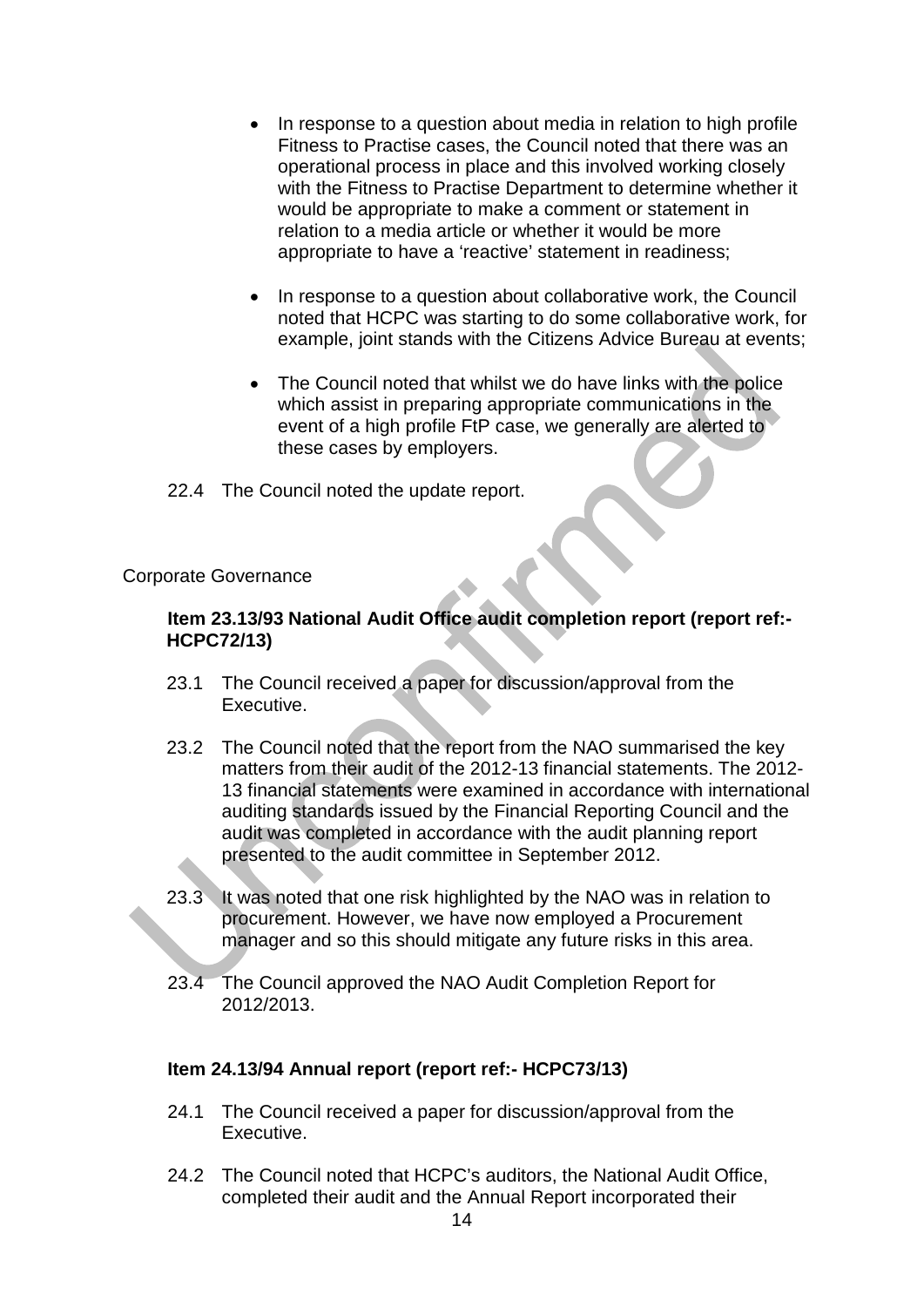- In response to a question about media in relation to high profile Fitness to Practise cases, the Council noted that there was an operational process in place and this involved working closely with the Fitness to Practise Department to determine whether it would be appropriate to make a comment or statement in relation to a media article or whether it would be more appropriate to have a 'reactive' statement in readiness;

- In response to a question about collaborative work, the Council noted that HCPC was starting to do some collaborative work, for example, joint stands with the Citizens Advice Bureau at events;

- The Council noted that whilst we do have links with the police which assist in preparing appropriate communications in the event of a high profile FtP case, we generally are alerted to these cases by employers.

22.4 The Council noted the update report.

Corporate Governance

**Item 23.13/93 National Audit Office audit completion report (report ref:- HCPC72/13)**

23.1 The Council received a paper for discussion/approval from the Executive.

23.2 The Council noted that the report from the NAO summarised the key matters from their audit of the 2012-13 financial statements. The 2012-13 financial statements were examined in accordance with international auditing standards issued by the Financial Reporting Council and the audit was completed in accordance with the audit planning report presented to the audit committee in September 2012.

23.3 It was noted that one risk highlighted by the NAO was in relation to procurement. However, we have now employed a Procurement manager and so this should mitigate any future risks in this area.

23.4 The Council approved the NAO Audit Completion Report for 2012/2013.

**Item 24.13/94 Annual report (report ref:- HCPC73/13)**

24.1 The Council received a paper for discussion/approval from the Executive.

24.2 The Council noted that HCPC's auditors, the National Audit Office, completed their audit and the Annual Report incorporated their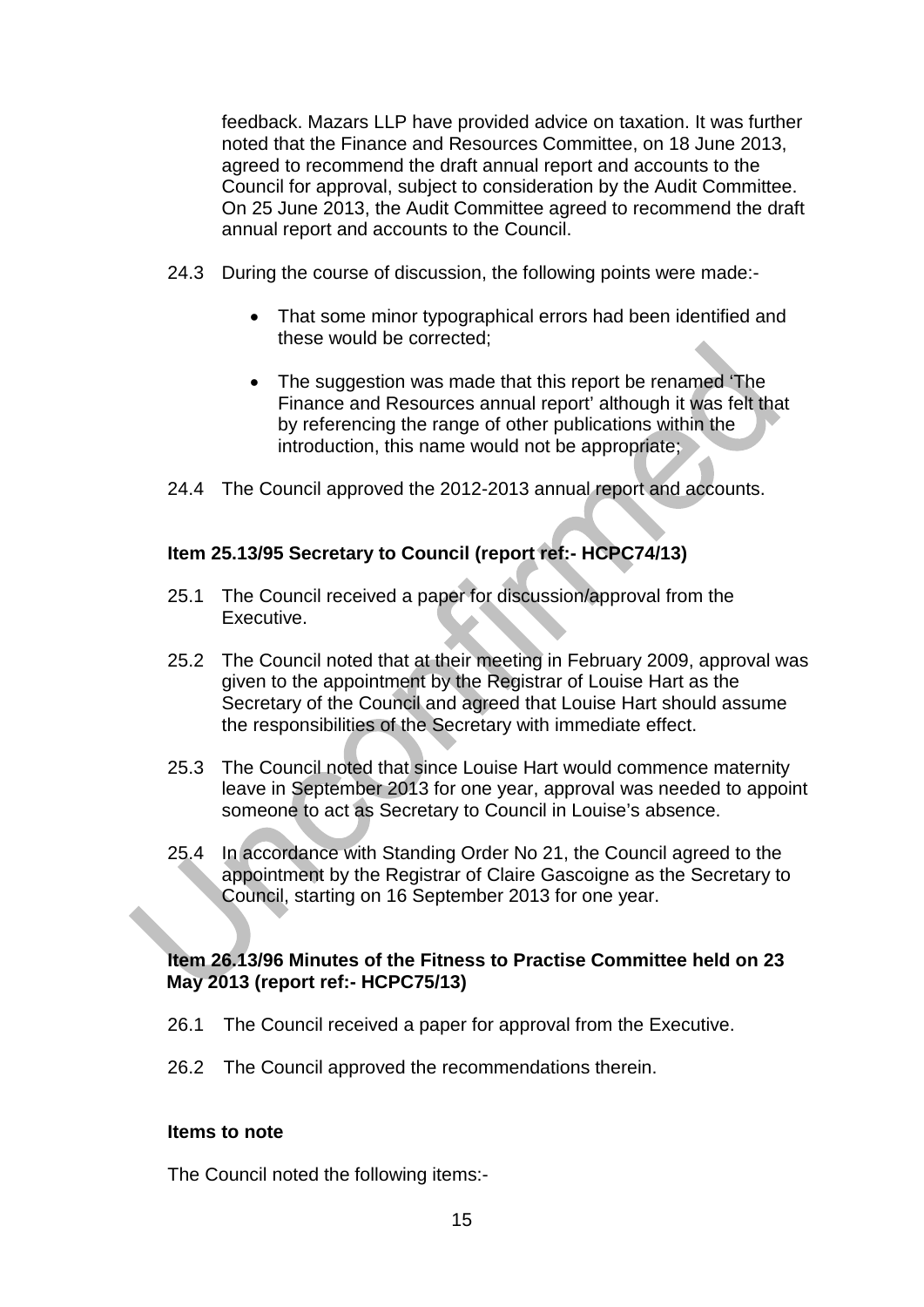feedback. Mazars LLP have provided advice on taxation. It was further noted that the Finance and Resources Committee, on 18 June 2013, agreed to recommend the draft annual report and accounts to the Council for approval, subject to consideration by the Audit Committee. On 25 June 2013, the Audit Committee agreed to recommend the draft annual report and accounts to the Council.

24.3 During the course of discussion, the following points were made:-

- That some minor typographical errors had been identified and these would be corrected;
- The suggestion was made that this report be renamed 'The Finance and Resources annual report' although it was felt that by referencing the range of other publications within the introduction, this name would not be appropriate;

24.4 The Council approved the 2012-2013 annual report and accounts.

**Item 25.13/95 Secretary to Council (report ref:- HCPC74/13)**

25.1 The Council received a paper for discussion/approval from the Executive.

25.2 The Council noted that at their meeting in February 2009, approval was given to the appointment by the Registrar of Louise Hart as the Secretary of the Council and agreed that Louise Hart should assume the responsibilities of the Secretary with immediate effect.

25.3 The Council noted that since Louise Hart would commence maternity leave in September 2013 for one year, approval was needed to appoint someone to act as Secretary to Council in Louise's absence.

25.4 In accordance with Standing Order No 21, the Council agreed to the appointment by the Registrar of Claire Gascoigne as the Secretary to Council, starting on 16 September 2013 for one year.

**Item 26.13/96 Minutes of the Fitness to Practise Committee held on 23 May 2013 (report ref:- HCPC75/13)**

26.1 The Council received a paper for approval from the Executive.

26.2 The Council approved the recommendations therein.

**Items to note**

The Council noted the following items:-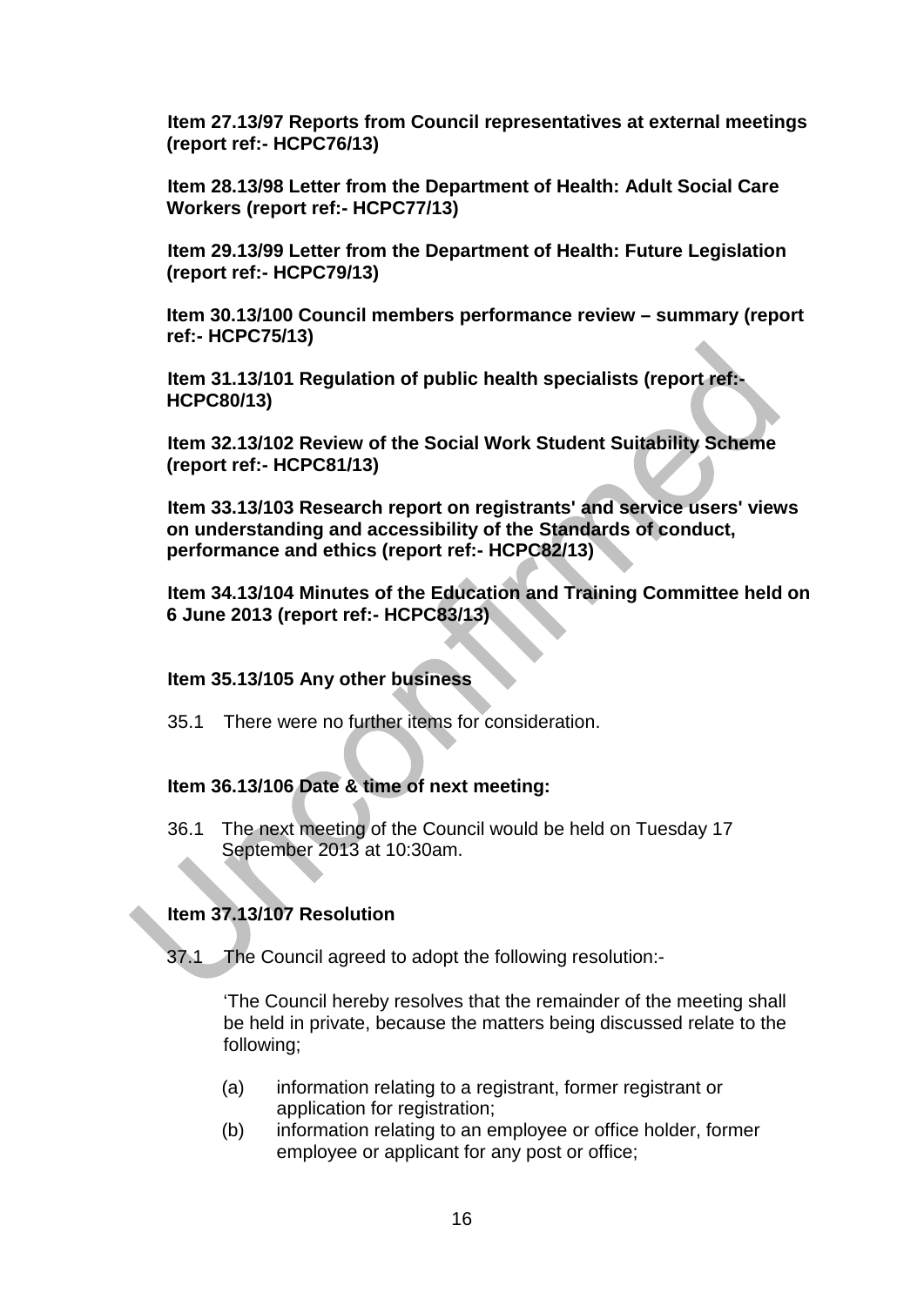**Item 27.13/97 Reports from Council representatives at external meetings (report ref:- HCPC76/13)**

**Item 28.13/98 Letter from the Department of Health: Adult Social Care Workers (report ref:- HCPC77/13)**

**Item 29.13/99 Letter from the Department of Health: Future Legislation (report ref:- HCPC79/13)**

**Item 30.13/100 Council members performance review – summary (report ref:- HCPC75/13)**

**Item 31.13/101 Regulation of public health specialists (report ref:- HCPC80/13)**

**Item 32.13/102 Review of the Social Work Student Suitability Scheme (report ref:- HCPC81/13)**

**Item 33.13/103 Research report on registrants' and service users' views on understanding and accessibility of the Standards of conduct, performance and ethics (report ref:- HCPC82/13)**

**Item 34.13/104 Minutes of the Education and Training Committee held on 6 June 2013 (report ref:- HCPC83/13)**

**Item 35.13/105 Any other business**

35.1 There were no further items for consideration.

**Item 36.13/106 Date & time of next meeting:**

36.1 The next meeting of the Council would be held on Tuesday 17 September 2013 at 10:30am.

**Item 37.13/107 Resolution**

37.1 The Council agreed to adopt the following resolution:-

'The Council hereby resolves that the remainder of the meeting shall be held in private, because the matters being discussed relate to the following;

(a) information relating to a registrant, former registrant or application for registration;

(b) information relating to an employee or office holder, former employee or applicant for any post or office;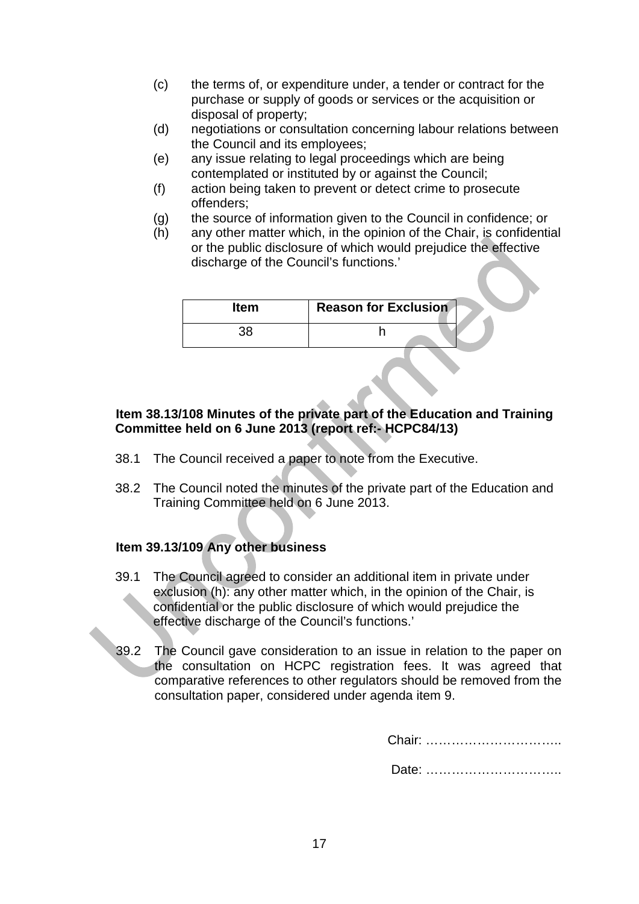(c) the terms of, or expenditure under, a tender or contract for the purchase or supply of goods or services or the acquisition or disposal of property;

(d) negotiations or consultation concerning labour relations between the Council and its employees;

(e) any issue relating to legal proceedings which are being contemplated or instituted by or against the Council;

(f) action being taken to prevent or detect crime to prosecute offenders;

(g) the source of information given to the Council in confidence; or

(h) any other matter which, in the opinion of the Chair, is confidential or the public disclosure of which would prejudice the effective discharge of the Council's functions.'

| Item | Reason for Exclusion |
|---|---|
| 38 | h |

**Item 38.13/108 Minutes of the private part of the Education and Training Committee held on 6 June 2013 (report ref:- HCPC84/13)**

38.1 The Council received a paper to note from the Executive.

38.2 The Council noted the minutes of the private part of the Education and Training Committee held on 6 June 2013.

**Item 39.13/109 Any other business**

39.1 The Council agreed to consider an additional item in private under exclusion (h): any other matter which, in the opinion of the Chair, is confidential or the public disclosure of which would prejudice the effective discharge of the Council's functions.'

39.2 The Council gave consideration to an issue in relation to the paper on the consultation on HCPC registration fees. It was agreed that comparative references to other regulators should be removed from the consultation paper, considered under agenda item 9.

Chair: …………………………..

Date: …………………………..